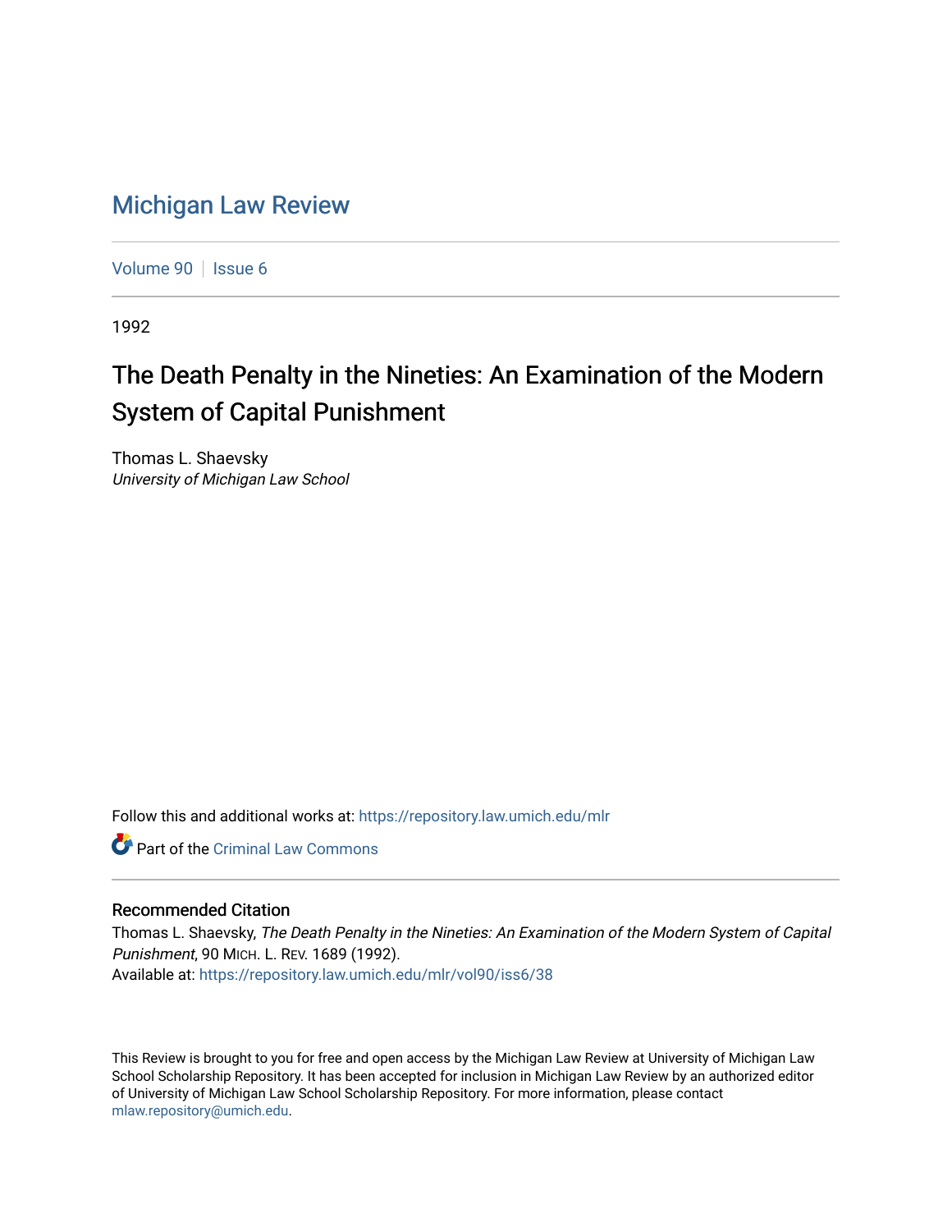# Michigan Law Review

Volume 90 | Issue 6

1992

## The Death Penalty in the Nineties: An Examination of the Modern System of Capital Punishment

Thomas L. Shaevsky
*University of Michigan Law School*

Follow this and additional works at: https://repository.law.umich.edu/mlr

Part of the Criminal Law Commons

### Recommended Citation

Thomas L. Shaevsky, *The Death Penalty in the Nineties: An Examination of the Modern System of Capital Punishment*, 90 MICH. L. REV. 1689 (1992).
Available at: https://repository.law.umich.edu/mlr/vol90/iss6/38

This Review is brought to you for free and open access by the Michigan Law Review at University of Michigan Law School Scholarship Repository. It has been accepted for inclusion in Michigan Law Review by an authorized editor of University of Michigan Law School Scholarship Repository. For more information, please contact mlaw.repository@umich.edu.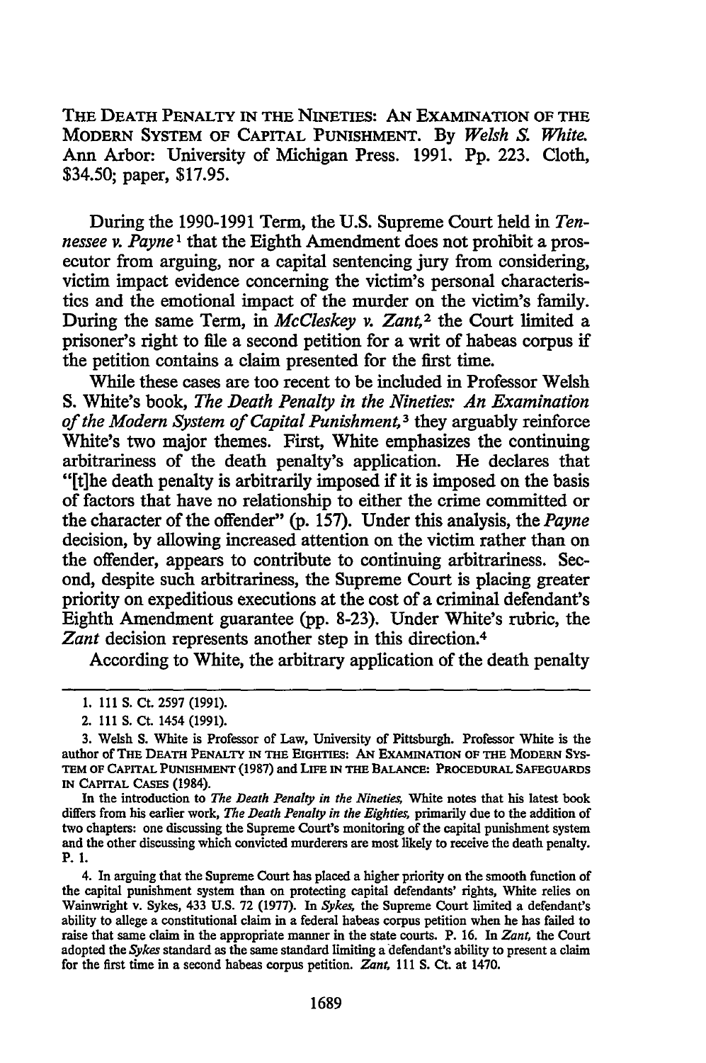THE DEATH PENALTY IN THE NINETIES: AN EXAMINATION OF THE MODERN SYSTEM OF CAPITAL PUNISHMENT. By *Welsh S. White*. Ann Arbor: University of Michigan Press. 1991. Pp. 223. Cloth, $34.50; paper, $17.95.

During the 1990-1991 Term, the U.S. Supreme Court held in *Tennessee v. Payne*[1] that the Eighth Amendment does not prohibit a prosecutor from arguing, nor a capital sentencing jury from considering, victim impact evidence concerning the victim's personal characteristics and the emotional impact of the murder on the victim's family. During the same Term, in *McCleskey v. Zant*,[2] the Court limited a prisoner's right to file a second petition for a writ of habeas corpus if the petition contains a claim presented for the first time.

While these cases are too recent to be included in Professor Welsh S. White's book, *The Death Penalty in the Nineties: An Examination of the Modern System of Capital Punishment*,[3] they arguably reinforce White's two major themes. First, White emphasizes the continuing arbitrariness of the death penalty's application. He declares that "[t]he death penalty is arbitrarily imposed if it is imposed on the basis of factors that have no relationship to either the crime committed or the character of the offender" (p. 157). Under this analysis, the *Payne* decision, by allowing increased attention on the victim rather than on the offender, appears to contribute to continuing arbitrariness. Second, despite such arbitrariness, the Supreme Court is placing greater priority on expeditious executions at the cost of a criminal defendant's Eighth Amendment guarantee (pp. 8-23). Under White's rubric, the *Zant* decision represents another step in this direction.[4]

According to White, the arbitrary application of the death penalty

---

1. 111 S. Ct. 2597 (1991).

2. 111 S. Ct. 1454 (1991).

3. Welsh S. White is Professor of Law, University of Pittsburgh. Professor White is the author of THE DEATH PENALTY IN THE EIGHTIES: AN EXAMINATION OF THE MODERN SYSTEM OF CAPITAL PUNISHMENT (1987) and LIFE IN THE BALANCE: PROCEDURAL SAFEGUARDS IN CAPITAL CASES (1984).

In the introduction to *The Death Penalty in the Nineties*, White notes that his latest book differs from his earlier work, *The Death Penalty in the Eighties*, primarily due to the addition of two chapters: one discussing the Supreme Court's monitoring of the capital punishment system and the other discussing which convicted murderers are most likely to receive the death penalty. P. 1.

4. In arguing that the Supreme Court has placed a higher priority on the smooth function of the capital punishment system than on protecting capital defendants' rights, White relies on Wainwright v. Sykes, 433 U.S. 72 (1977). In *Sykes*, the Supreme Court limited a defendant's ability to allege a constitutional claim in a federal habeas corpus petition when he has failed to raise that same claim in the appropriate manner in the state courts. P. 16. In *Zant*, the Court adopted the *Sykes* standard as the same standard limiting a defendant's ability to present a claim for the first time in a second habeas corpus petition. *Zant*, 111 S. Ct. at 1470.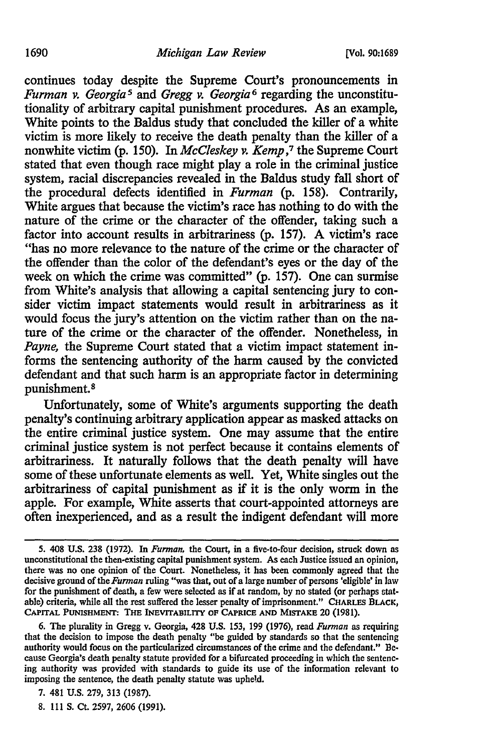continues today despite the Supreme Court's pronouncements in *Furman v. Georgia*[5] and *Gregg v. Georgia*[6] regarding the unconstitutionality of arbitrary capital punishment procedures. As an example, White points to the Baldus study that concluded the killer of a white victim is more likely to receive the death penalty than the killer of a nonwhite victim (p. 150). In *McCleskey v. Kemp*,[7] the Supreme Court stated that even though race might play a role in the criminal justice system, racial discrepancies revealed in the Baldus study fall short of the procedural defects identified in *Furman* (p. 158). Contrarily, White argues that because the victim's race has nothing to do with the nature of the crime or the character of the offender, taking such a factor into account results in arbitrariness (p. 157). A victim's race "has no more relevance to the nature of the crime or the character of the offender than the color of the defendant's eyes or the day of the week on which the crime was committed" (p. 157). One can surmise from White's analysis that allowing a capital sentencing jury to consider victim impact statements would result in arbitrariness as it would focus the jury's attention on the victim rather than on the nature of the crime or the character of the offender. Nonetheless, in *Payne*, the Supreme Court stated that a victim impact statement informs the sentencing authority of the harm caused by the convicted defendant and that such harm is an appropriate factor in determining punishment.[8]

Unfortunately, some of White's arguments supporting the death penalty's continuing arbitrary application appear as masked attacks on the entire criminal justice system. One may assume that the entire criminal justice system is not perfect because it contains elements of arbitrariness. It naturally follows that the death penalty will have some of these unfortunate elements as well. Yet, White singles out the arbitrariness of capital punishment as if it is the only worm in the apple. For example, White asserts that court-appointed attorneys are often inexperienced, and as a result the indigent defendant will more

---

5. 408 U.S. 238 (1972). In *Furman*, the Court, in a five-to-four decision, struck down as unconstitutional the then-existing capital punishment system. As each Justice issued an opinion, there was no one opinion of the Court. Nonetheless, it has been commonly agreed that the decisive ground of the *Furman* ruling "was that, out of a large number of persons 'eligible' in law for the punishment of death, a few were selected as if at random, by no stated (or perhaps statable) criteria, while all the rest suffered the lesser penalty of imprisonment." CHARLES BLACK, CAPITAL PUNISHMENT: THE INEVITABILITY OF CAPRICE AND MISTAKE 20 (1981).

6. The plurality in Gregg v. Georgia, 428 U.S. 153, 199 (1976), read *Furman* as requiring that the decision to impose the death penalty "be guided by standards so that the sentencing authority would focus on the particularized circumstances of the crime and the defendant." Because Georgia's death penalty statute provided for a bifurcated proceeding in which the sentencing authority was provided with standards to guide its use of the information relevant to imposing the sentence, the death penalty statute was upheld.

7. 481 U.S. 279, 313 (1987).

8. 111 S. Ct. 2597, 2606 (1991).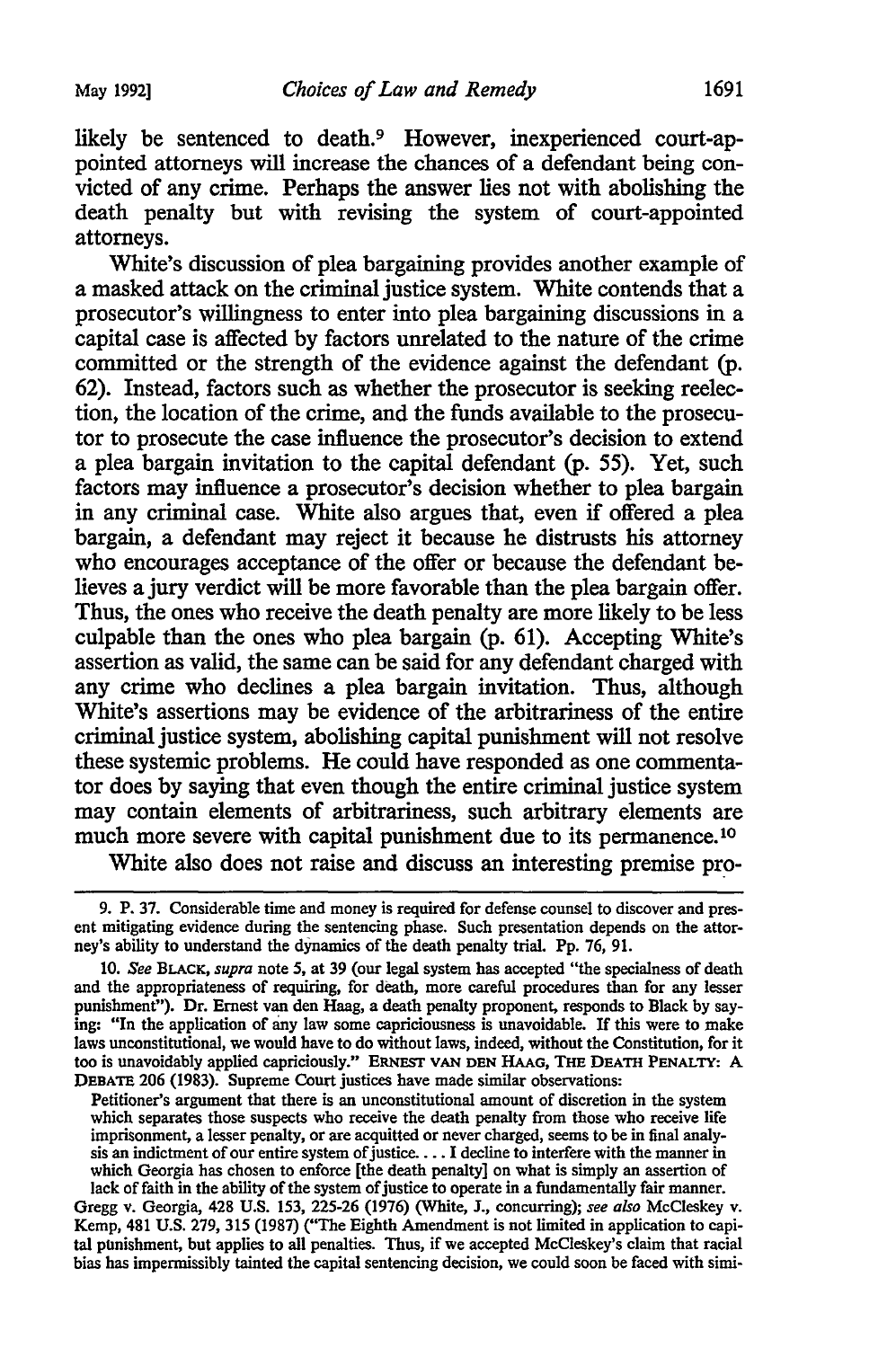likely be sentenced to death.[9] However, inexperienced court-appointed attorneys will increase the chances of a defendant being convicted of any crime. Perhaps the answer lies not with abolishing the death penalty but with revising the system of court-appointed attorneys.

White's discussion of plea bargaining provides another example of a masked attack on the criminal justice system. White contends that a prosecutor's willingness to enter into plea bargaining discussions in a capital case is affected by factors unrelated to the nature of the crime committed or the strength of the evidence against the defendant (p. 62). Instead, factors such as whether the prosecutor is seeking reelection, the location of the crime, and the funds available to the prosecutor to prosecute the case influence the prosecutor's decision to extend a plea bargain invitation to the capital defendant (p. 55). Yet, such factors may influence a prosecutor's decision whether to plea bargain in any criminal case. White also argues that, even if offered a plea bargain, a defendant may reject it because he distrusts his attorney who encourages acceptance of the offer or because the defendant believes a jury verdict will be more favorable than the plea bargain offer. Thus, the ones who receive the death penalty are more likely to be less culpable than the ones who plea bargain (p. 61). Accepting White's assertion as valid, the same can be said for any defendant charged with any crime who declines a plea bargain invitation. Thus, although White's assertions may be evidence of the arbitrariness of the entire criminal justice system, abolishing capital punishment will not resolve these systemic problems. He could have responded as one commentator does by saying that even though the entire criminal justice system may contain elements of arbitrariness, such arbitrary elements are much more severe with capital punishment due to its permanence.[10]

White also does not raise and discuss an interesting premise pro-

---

9. P. 37. Considerable time and money is required for defense counsel to discover and present mitigating evidence during the sentencing phase. Such presentation depends on the attorney's ability to understand the dynamics of the death penalty trial. Pp. 76, 91.

10. *See* BLACK, *supra* note 5, at 39 (our legal system has accepted "the specialness of death and the appropriateness of requiring, for death, more careful procedures than for any lesser punishment"). Dr. Ernest van den Haag, a death penalty proponent, responds to Black by saying: "In the application of any law some capriciousness is unavoidable. If this were to make laws unconstitutional, we would have to do without laws, indeed, without the Constitution, for it too is unavoidably applied capriciously." ERNEST VAN DEN HAAG, THE DEATH PENALTY: A DEBATE 206 (1983). Supreme Court justices have made similar observations:

> Petitioner's argument that there is an unconstitutional amount of discretion in the system which separates those suspects who receive the death penalty from those who receive life imprisonment, a lesser penalty, or are acquitted or never charged, seems to be in final analysis an indictment of our entire system of justice. . . . I decline to interfere with the manner in which Georgia has chosen to enforce [the death penalty] on what is simply an assertion of lack of faith in the ability of the system of justice to operate in a fundamentally fair manner.

Gregg v. Georgia, 428 U.S. 153, 225-26 (1976) (White, J., concurring); *see also* McCleskey v. Kemp, 481 U.S. 279, 315 (1987) ("The Eighth Amendment is not limited in application to capital punishment, but applies to all penalties. Thus, if we accepted McCleskey's claim that racial bias has impermissibly tainted the capital sentencing decision, we could soon be faced with simi-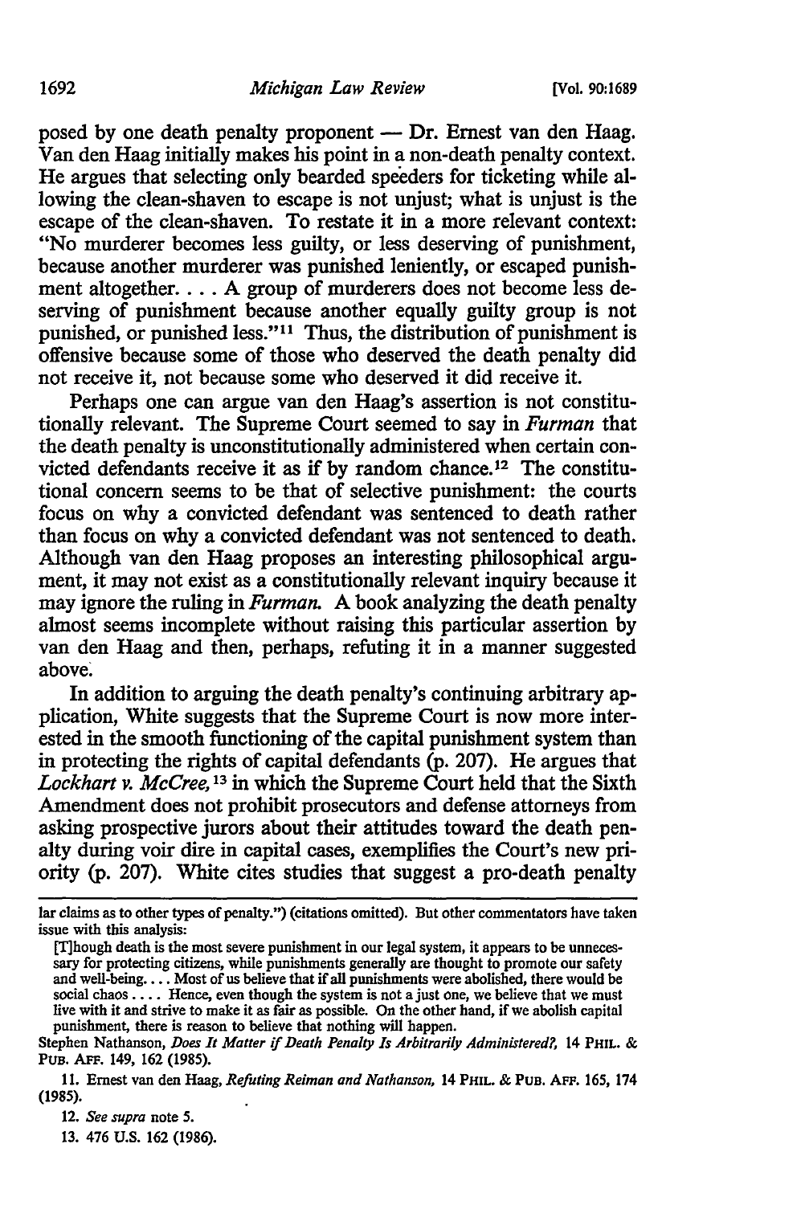posed by one death penalty proponent — Dr. Ernest van den Haag. Van den Haag initially makes his point in a non-death penalty context. He argues that selecting only bearded speeders for ticketing while allowing the clean-shaven to escape is not unjust; what is unjust is the escape of the clean-shaven. To restate it in a more relevant context: "No murderer becomes less guilty, or less deserving of punishment, because another murderer was punished leniently, or escaped punishment altogether. . . . A group of murderers does not become less deserving of punishment because another equally guilty group is not punished, or punished less."[11] Thus, the distribution of punishment is offensive because some of those who deserved the death penalty did not receive it, not because some who deserved it did receive it.

Perhaps one can argue van den Haag's assertion is not constitutionally relevant. The Supreme Court seemed to say in *Furman* that the death penalty is unconstitutionally administered when certain convicted defendants receive it as if by random chance.[12] The constitutional concern seems to be that of selective punishment: the courts focus on why a convicted defendant was sentenced to death rather than focus on why a convicted defendant was not sentenced to death. Although van den Haag proposes an interesting philosophical argument, it may not exist as a constitutionally relevant inquiry because it may ignore the ruling in *Furman*. A book analyzing the death penalty almost seems incomplete without raising this particular assertion by van den Haag and then, perhaps, refuting it in a manner suggested above.

In addition to arguing the death penalty's continuing arbitrary application, White suggests that the Supreme Court is now more interested in the smooth functioning of the capital punishment system than in protecting the rights of capital defendants (p. 207). He argues that *Lockhart v. McCree*,[13] in which the Supreme Court held that the Sixth Amendment does not prohibit prosecutors and defense attorneys from asking prospective jurors about their attitudes toward the death penalty during voir dire in capital cases, exemplifies the Court's new priority (p. 207). White cites studies that suggest a pro-death penalty

---

lar claims as to other types of penalty.") (citations omitted). But other commentators have taken issue with this analysis:

> [T]hough death is the most severe punishment in our legal system, it appears to be unnecessary for protecting citizens, while punishments generally are thought to promote our safety and well-being. . . . Most of us believe that if all punishments were abolished, there would be social chaos . . . . Hence, even though the system is not a just one, we believe that we must live with it and strive to make it as fair as possible. On the other hand, if we abolish capital punishment, there is reason to believe that nothing will happen.

Stephen Nathanson, *Does It Matter if Death Penalty Is Arbitrarily Administered?*, 14 PHIL. & PUB. AFF. 149, 162 (1985).

11. Ernest van den Haag, *Refuting Reiman and Nathanson*, 14 PHIL. & PUB. AFF. 165, 174 (1985).

12. *See supra* note 5.

13. 476 U.S. 162 (1986).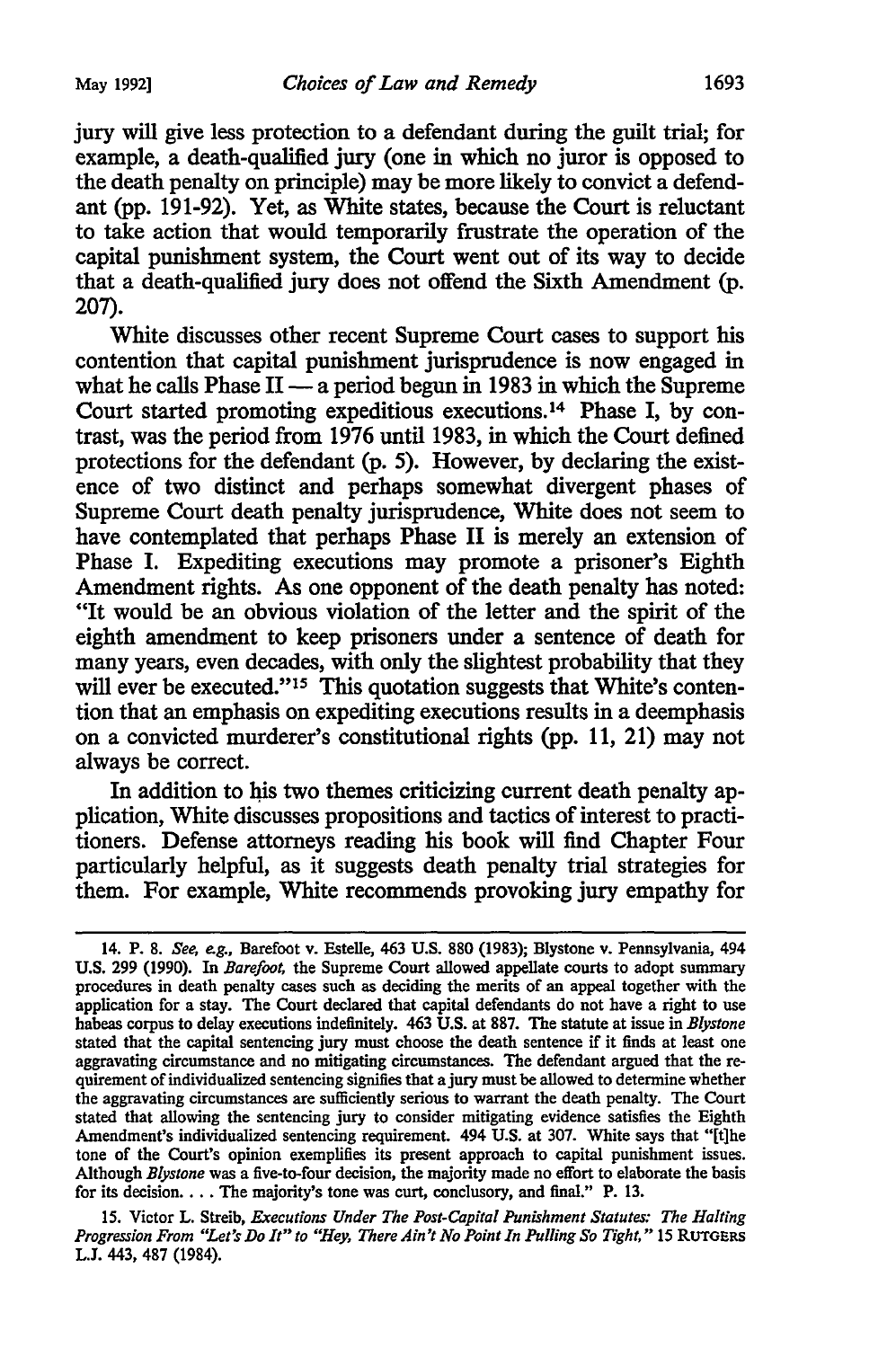jury will give less protection to a defendant during the guilt trial; for example, a death-qualified jury (one in which no juror is opposed to the death penalty on principle) may be more likely to convict a defendant (pp. 191-92). Yet, as White states, because the Court is reluctant to take action that would temporarily frustrate the operation of the capital punishment system, the Court went out of its way to decide that a death-qualified jury does not offend the Sixth Amendment (p. 207).

White discusses other recent Supreme Court cases to support his contention that capital punishment jurisprudence is now engaged in what he calls Phase II — a period begun in 1983 in which the Supreme Court started promoting expeditious executions.[14] Phase I, by contrast, was the period from 1976 until 1983, in which the Court defined protections for the defendant (p. 5). However, by declaring the existence of two distinct and perhaps somewhat divergent phases of Supreme Court death penalty jurisprudence, White does not seem to have contemplated that perhaps Phase II is merely an extension of Phase I. Expediting executions may promote a prisoner's Eighth Amendment rights. As one opponent of the death penalty has noted: "It would be an obvious violation of the letter and the spirit of the eighth amendment to keep prisoners under a sentence of death for many years, even decades, with only the slightest probability that they will ever be executed."[15] This quotation suggests that White's contention that an emphasis on expediting executions results in a deemphasis on a convicted murderer's constitutional rights (pp. 11, 21) may not always be correct.

In addition to his two themes criticizing current death penalty application, White discusses propositions and tactics of interest to practitioners. Defense attorneys reading his book will find Chapter Four particularly helpful, as it suggests death penalty trial strategies for them. For example, White recommends provoking jury empathy for

---

14. P. 8. *See, e.g.*, Barefoot v. Estelle, 463 U.S. 880 (1983); Blystone v. Pennsylvania, 494 U.S. 299 (1990). In *Barefoot*, the Supreme Court allowed appellate courts to adopt summary procedures in death penalty cases such as deciding the merits of an appeal together with the application for a stay. The Court declared that capital defendants do not have a right to use habeas corpus to delay executions indefinitely. 463 U.S. at 887. The statute at issue in *Blystone* stated that the capital sentencing jury must choose the death sentence if it finds at least one aggravating circumstance and no mitigating circumstances. The defendant argued that the requirement of individualized sentencing signifies that a jury must be allowed to determine whether the aggravating circumstances are sufficiently serious to warrant the death penalty. The Court stated that allowing the sentencing jury to consider mitigating evidence satisfies the Eighth Amendment's individualized sentencing requirement. 494 U.S. at 307. White says that "[t]he tone of the Court's opinion exemplifies its present approach to capital punishment issues. Although *Blystone* was a five-to-four decision, the majority made no effort to elaborate the basis for its decision. . . . The majority's tone was curt, conclusory, and final." P. 13.

15. Victor L. Streib, *Executions Under The Post-Capital Punishment Statutes: The Halting Progression From "Let's Do It" to "Hey, There Ain't No Point In Pulling So Tight,"* 15 RUTGERS L.J. 443, 487 (1984).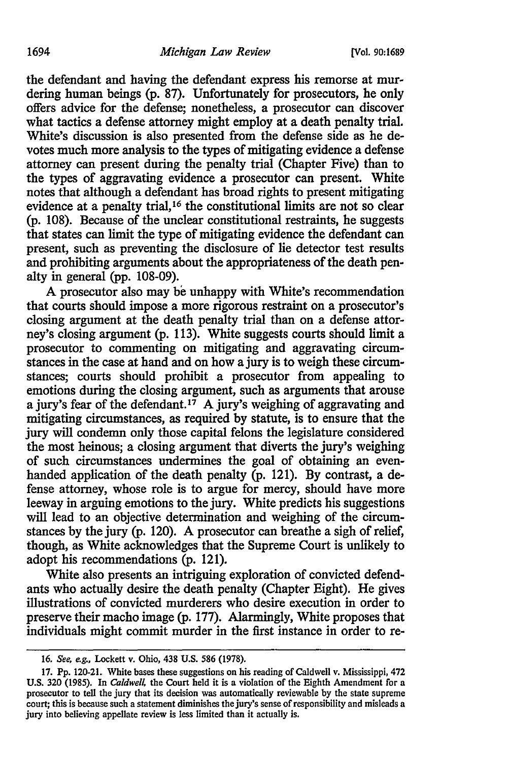the defendant and having the defendant express his remorse at murdering human beings (p. 87). Unfortunately for prosecutors, he only offers advice for the defense; nonetheless, a prosecutor can discover what tactics a defense attorney might employ at a death penalty trial. White's discussion is also presented from the defense side as he devotes much more analysis to the types of mitigating evidence a defense attorney can present during the penalty trial (Chapter Five) than to the types of aggravating evidence a prosecutor can present. White notes that although a defendant has broad rights to present mitigating evidence at a penalty trial,[16] the constitutional limits are not so clear (p. 108). Because of the unclear constitutional restraints, he suggests that states can limit the type of mitigating evidence the defendant can present, such as preventing the disclosure of lie detector test results and prohibiting arguments about the appropriateness of the death penalty in general (pp. 108-09).

A prosecutor also may be unhappy with White's recommendation that courts should impose a more rigorous restraint on a prosecutor's closing argument at the death penalty trial than on a defense attorney's closing argument (p. 113). White suggests courts should limit a prosecutor to commenting on mitigating and aggravating circumstances in the case at hand and on how a jury is to weigh these circumstances; courts should prohibit a prosecutor from appealing to emotions during the closing argument, such as arguments that arouse a jury's fear of the defendant.[17] A jury's weighing of aggravating and mitigating circumstances, as required by statute, is to ensure that the jury will condemn only those capital felons the legislature considered the most heinous; a closing argument that diverts the jury's weighing of such circumstances undermines the goal of obtaining an even-handed application of the death penalty (p. 121). By contrast, a defense attorney, whose role is to argue for mercy, should have more leeway in arguing emotions to the jury. White predicts his suggestions will lead to an objective determination and weighing of the circumstances by the jury (p. 120). A prosecutor can breathe a sigh of relief, though, as White acknowledges that the Supreme Court is unlikely to adopt his recommendations (p. 121).

White also presents an intriguing exploration of convicted defendants who actually desire the death penalty (Chapter Eight). He gives illustrations of convicted murderers who desire execution in order to preserve their macho image (p. 177). Alarmingly, White proposes that individuals might commit murder in the first instance in order to re-

---

16. *See, e.g.*, Lockett v. Ohio, 438 U.S. 586 (1978).

17. Pp. 120-21. White bases these suggestions on his reading of Caldwell v. Mississippi, 472 U.S. 320 (1985). In *Caldwell*, the Court held it is a violation of the Eighth Amendment for a prosecutor to tell the jury that its decision was automatically reviewable by the state supreme court; this is because such a statement diminishes the jury's sense of responsibility and misleads a jury into believing appellate review is less limited than it actually is.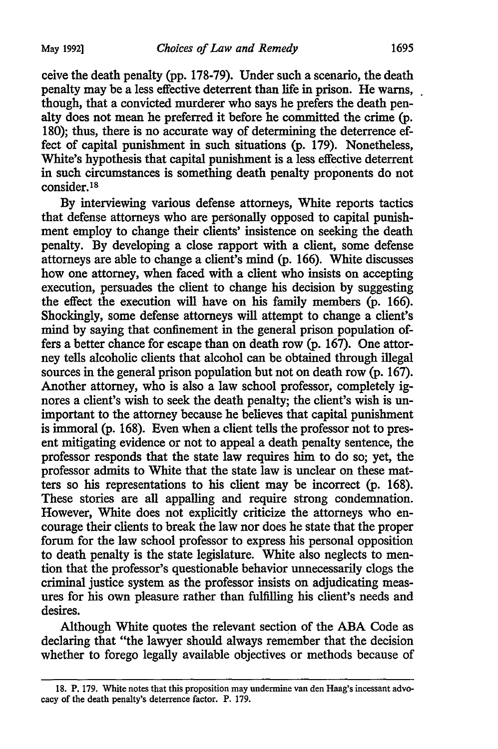ceive the death penalty (pp. 178-79). Under such a scenario, the death penalty may be a less effective deterrent than life in prison. He warns, though, that a convicted murderer who says he prefers the death penalty does not mean he preferred it before he committed the crime (p. 180); thus, there is no accurate way of determining the deterrence effect of capital punishment in such situations (p. 179). Nonetheless, White's hypothesis that capital punishment is a less effective deterrent in such circumstances is something death penalty proponents do not consider.[18]

By interviewing various defense attorneys, White reports tactics that defense attorneys who are personally opposed to capital punishment employ to change their clients' insistence on seeking the death penalty. By developing a close rapport with a client, some defense attorneys are able to change a client's mind (p. 166). White discusses how one attorney, when faced with a client who insists on accepting execution, persuades the client to change his decision by suggesting the effect the execution will have on his family members (p. 166). Shockingly, some defense attorneys will attempt to change a client's mind by saying that confinement in the general prison population offers a better chance for escape than on death row (p. 167). One attorney tells alcoholic clients that alcohol can be obtained through illegal sources in the general prison population but not on death row (p. 167). Another attorney, who is also a law school professor, completely ignores a client's wish to seek the death penalty; the client's wish is unimportant to the attorney because he believes that capital punishment is immoral (p. 168). Even when a client tells the professor not to present mitigating evidence or not to appeal a death penalty sentence, the professor responds that the state law requires him to do so; yet, the professor admits to White that the state law is unclear on these matters so his representations to his client may be incorrect (p. 168). These stories are all appalling and require strong condemnation. However, White does not explicitly criticize the attorneys who encourage their clients to break the law nor does he state that the proper forum for the law school professor to express his personal opposition to death penalty is the state legislature. White also neglects to mention that the professor's questionable behavior unnecessarily clogs the criminal justice system as the professor insists on adjudicating measures for his own pleasure rather than fulfilling his client's needs and desires.

Although White quotes the relevant section of the ABA Code as declaring that "the lawyer should always remember that the decision whether to forego legally available objectives or methods because of

---

18. P. 179. White notes that this proposition may undermine van den Haag's incessant advocacy of the death penalty's deterrence factor. P. 179.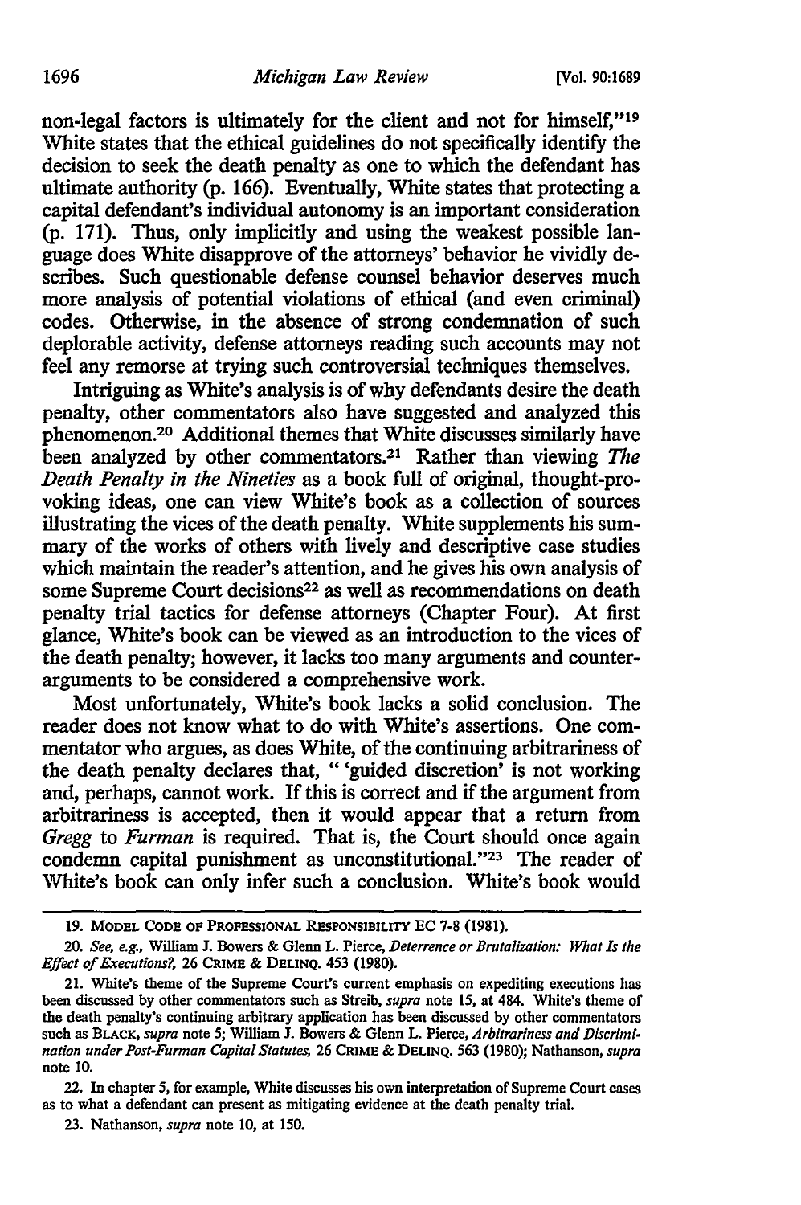non-legal factors is ultimately for the client and not for himself,"[19] White states that the ethical guidelines do not specifically identify the decision to seek the death penalty as one to which the defendant has ultimate authority (p. 166). Eventually, White states that protecting a capital defendant's individual autonomy is an important consideration (p. 171). Thus, only implicitly and using the weakest possible language does White disapprove of the attorneys' behavior he vividly describes. Such questionable defense counsel behavior deserves much more analysis of potential violations of ethical (and even criminal) codes. Otherwise, in the absence of strong condemnation of such deplorable activity, defense attorneys reading such accounts may not feel any remorse at trying such controversial techniques themselves.

Intriguing as White's analysis is of why defendants desire the death penalty, other commentators also have suggested and analyzed this phenomenon.[20] Additional themes that White discusses similarly have been analyzed by other commentators.[21] Rather than viewing *The Death Penalty in the Nineties* as a book full of original, thought-provoking ideas, one can view White's book as a collection of sources illustrating the vices of the death penalty. White supplements his summary of the works of others with lively and descriptive case studies which maintain the reader's attention, and he gives his own analysis of some Supreme Court decisions[22] as well as recommendations on death penalty trial tactics for defense attorneys (Chapter Four). At first glance, White's book can be viewed as an introduction to the vices of the death penalty; however, it lacks too many arguments and counterarguments to be considered a comprehensive work.

Most unfortunately, White's book lacks a solid conclusion. The reader does not know what to do with White's assertions. One commentator who argues, as does White, of the continuing arbitrariness of the death penalty declares that, " 'guided discretion' is not working and, perhaps, cannot work. If this is correct and if the argument from arbitrariness is accepted, then it would appear that a return from *Gregg* to *Furman* is required. That is, the Court should once again condemn capital punishment as unconstitutional."[23] The reader of White's book can only infer such a conclusion. White's book would

---

19. MODEL CODE OF PROFESSIONAL RESPONSIBILITY EC 7-8 (1981).

20. *See, e.g.*, William J. Bowers & Glenn L. Pierce, *Deterrence or Brutalization: What Is the Effect of Executions?*, 26 CRIME & DELINQ. 453 (1980).

21. White's theme of the Supreme Court's current emphasis on expediting executions has been discussed by other commentators such as Streib, *supra* note 15, at 484. White's theme of the death penalty's continuing arbitrary application has been discussed by other commentators such as BLACK, *supra* note 5; William J. Bowers & Glenn L. Pierce, *Arbitrariness and Discrimination under Post-Furman Capital Statutes*, 26 CRIME & DELINQ. 563 (1980); Nathanson, *supra* note 10.

22. In chapter 5, for example, White discusses his own interpretation of Supreme Court cases as to what a defendant can present as mitigating evidence at the death penalty trial.

23. Nathanson, *supra* note 10, at 150.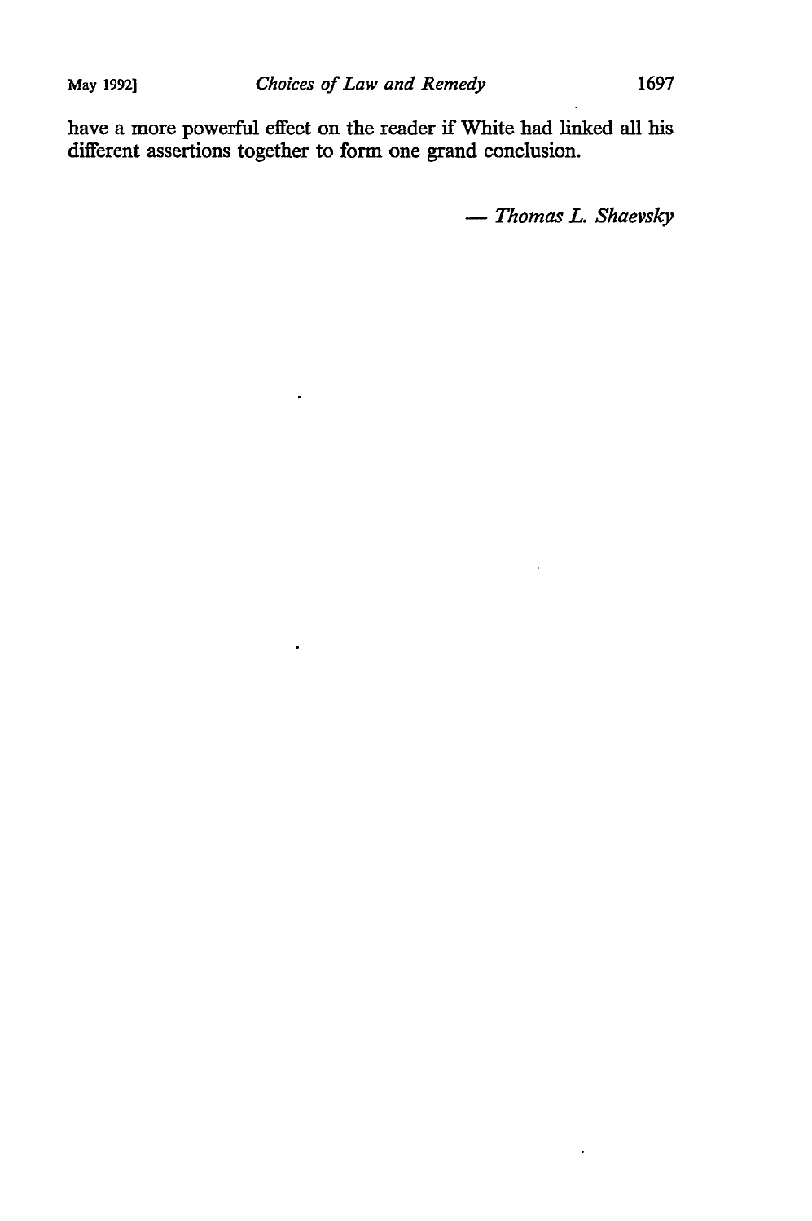have a more powerful effect on the reader if White had linked all his different assertions together to form one grand conclusion.

— *Thomas L. Shaevsky*